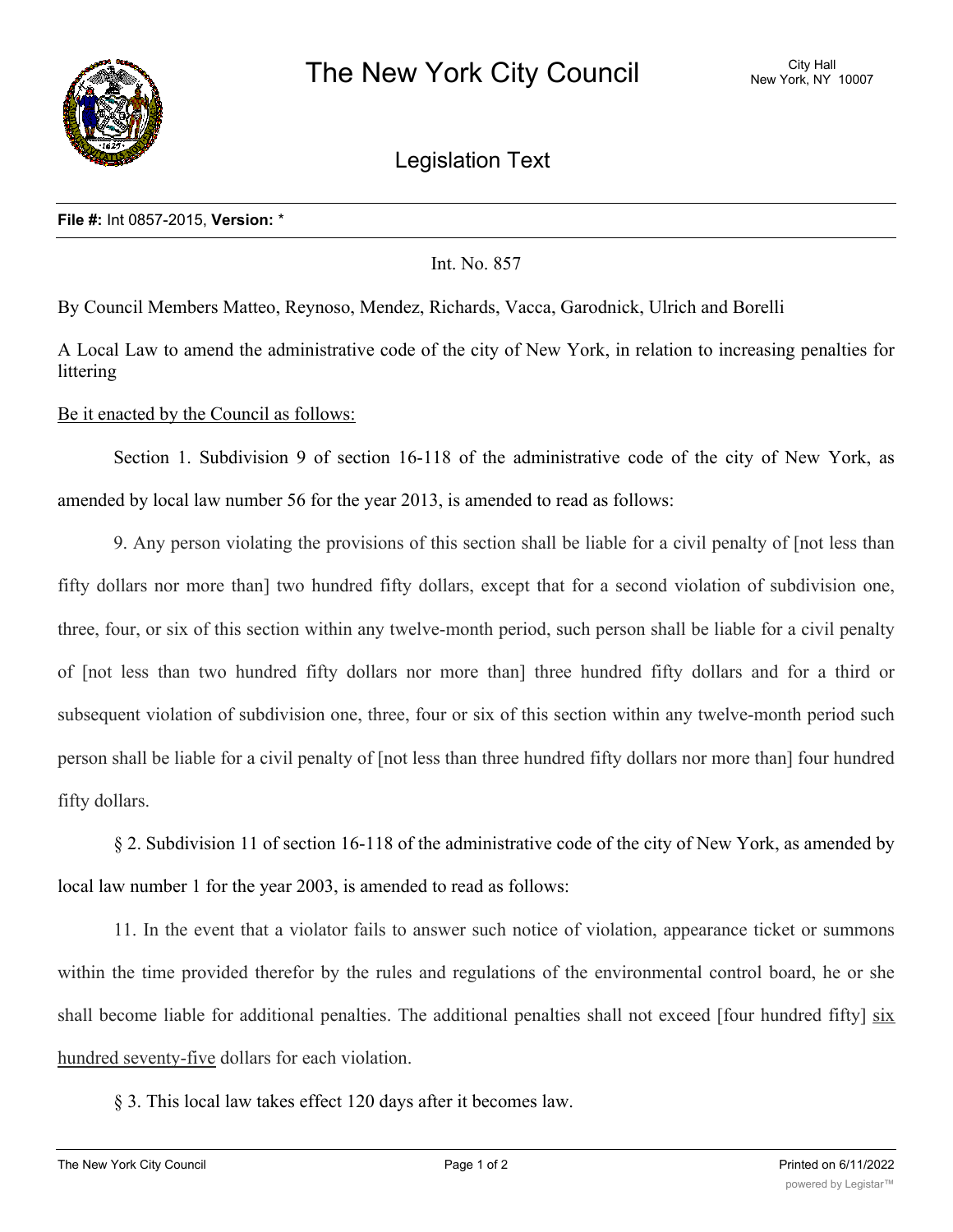# The New York City Council

City Hall
New York, NY 10007

## Legislation Text

**File #:** Int 0857-2015, **Version:** *

Int. No. 857

By Council Members Matteo, Reynoso, Mendez, Richards, Vacca, Garodnick, Ulrich and Borelli

A Local Law to amend the administrative code of the city of New York, in relation to increasing penalties for littering

Be it enacted by the Council as follows:

Section 1. Subdivision 9 of section 16-118 of the administrative code of the city of New York, as amended by local law number 56 for the year 2013, is amended to read as follows:

9. Any person violating the provisions of this section shall be liable for a civil penalty of [not less than fifty dollars nor more than] two hundred fifty dollars, except that for a second violation of subdivision one, three, four, or six of this section within any twelve-month period, such person shall be liable for a civil penalty of [not less than two hundred fifty dollars nor more than] three hundred fifty dollars and for a third or subsequent violation of subdivision one, three, four or six of this section within any twelve-month period such person shall be liable for a civil penalty of [not less than three hundred fifty dollars nor more than] four hundred fifty dollars.

§ 2. Subdivision 11 of section 16-118 of the administrative code of the city of New York, as amended by local law number 1 for the year 2003, is amended to read as follows:

11. In the event that a violator fails to answer such notice of violation, appearance ticket or summons within the time provided therefor by the rules and regulations of the environmental control board, he or she shall become liable for additional penalties. The additional penalties shall not exceed [four hundred fifty] six hundred seventy-five dollars for each violation.

§ 3. This local law takes effect 120 days after it becomes law.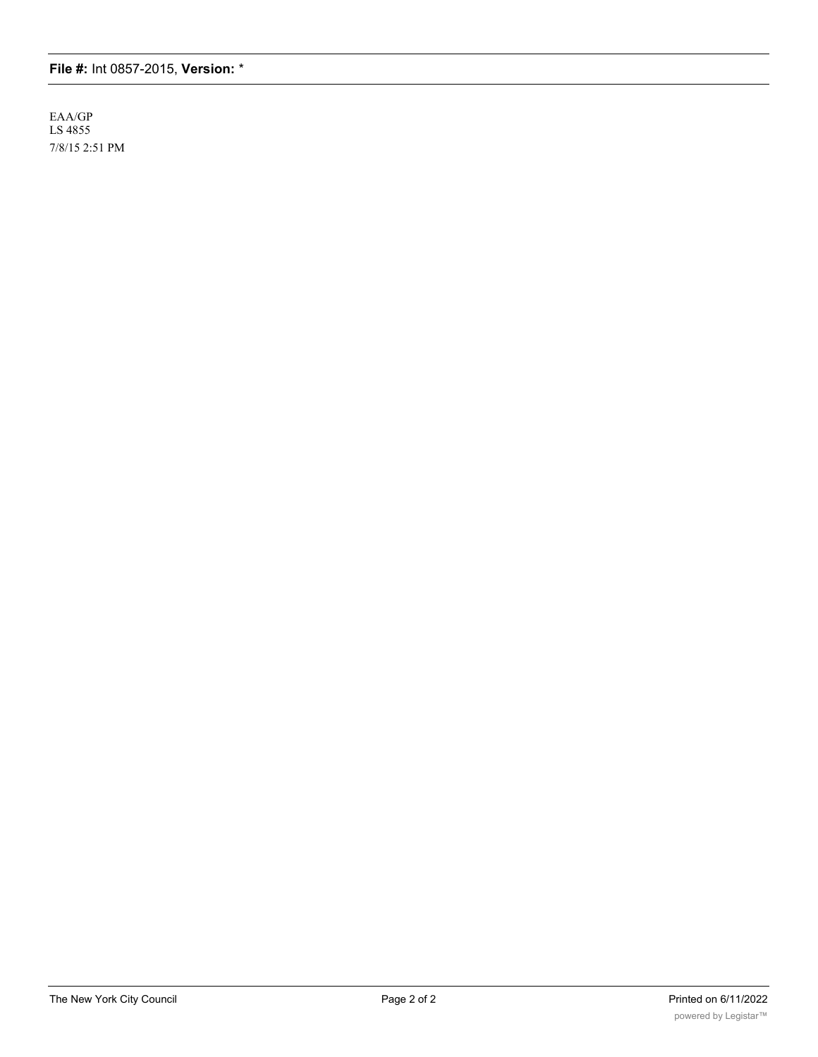EAA/GP
LS 4855
7/8/15 2:51 PM